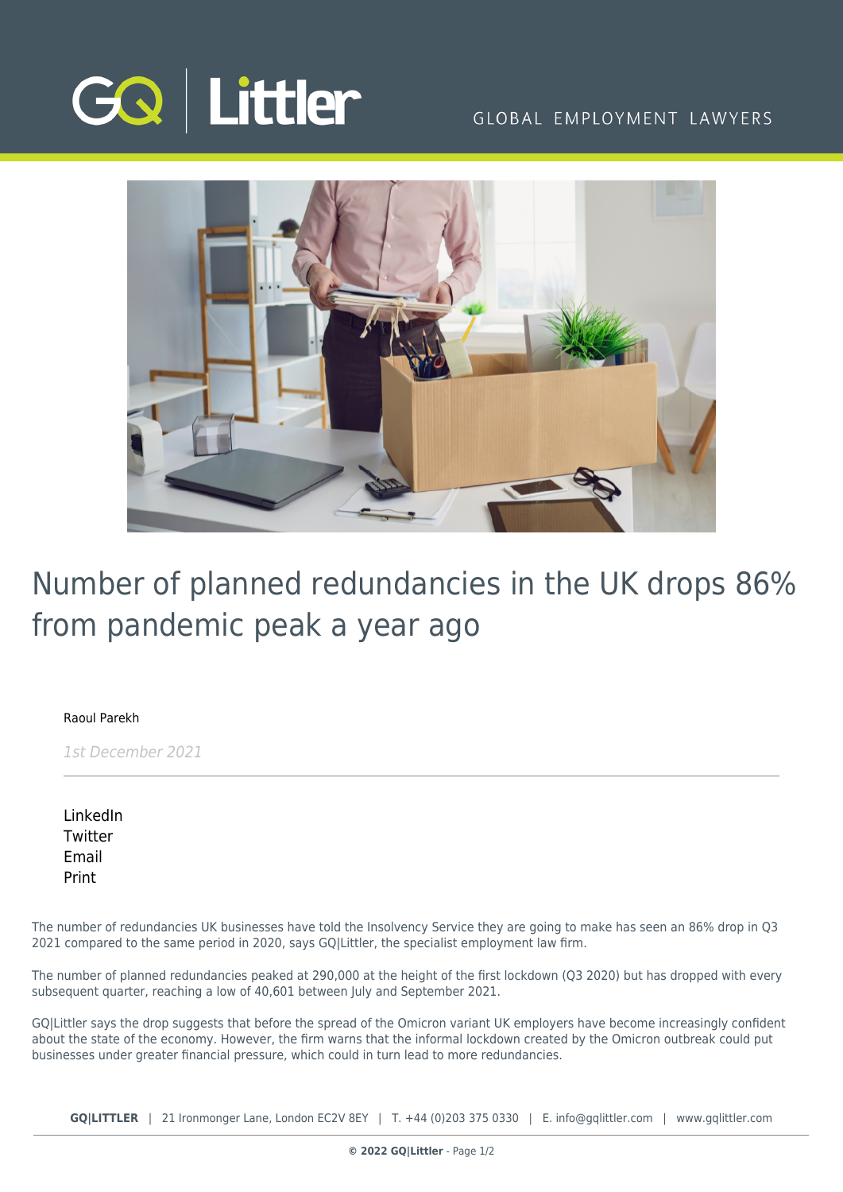# Number of planned redundancies in the UK drops 86% from pandemic peak a year ago

Raoul Parekh

*1st December 2021*

LinkedIn
Twitter
Email
Print

The number of redundancies UK businesses have told the Insolvency Service they are going to make has seen an 86% drop in Q3 2021 compared to the same period in 2020, says GQ|Littler, the specialist employment law firm.

The number of planned redundancies peaked at 290,000 at the height of the first lockdown (Q3 2020) but has dropped with every subsequent quarter, reaching a low of 40,601 between July and September 2021.

GQ|Littler says the drop suggests that before the spread of the Omicron variant UK employers have become increasingly confident about the state of the economy. However, the firm warns that the informal lockdown created by the Omicron outbreak could put businesses under greater financial pressure, which could in turn lead to more redundancies.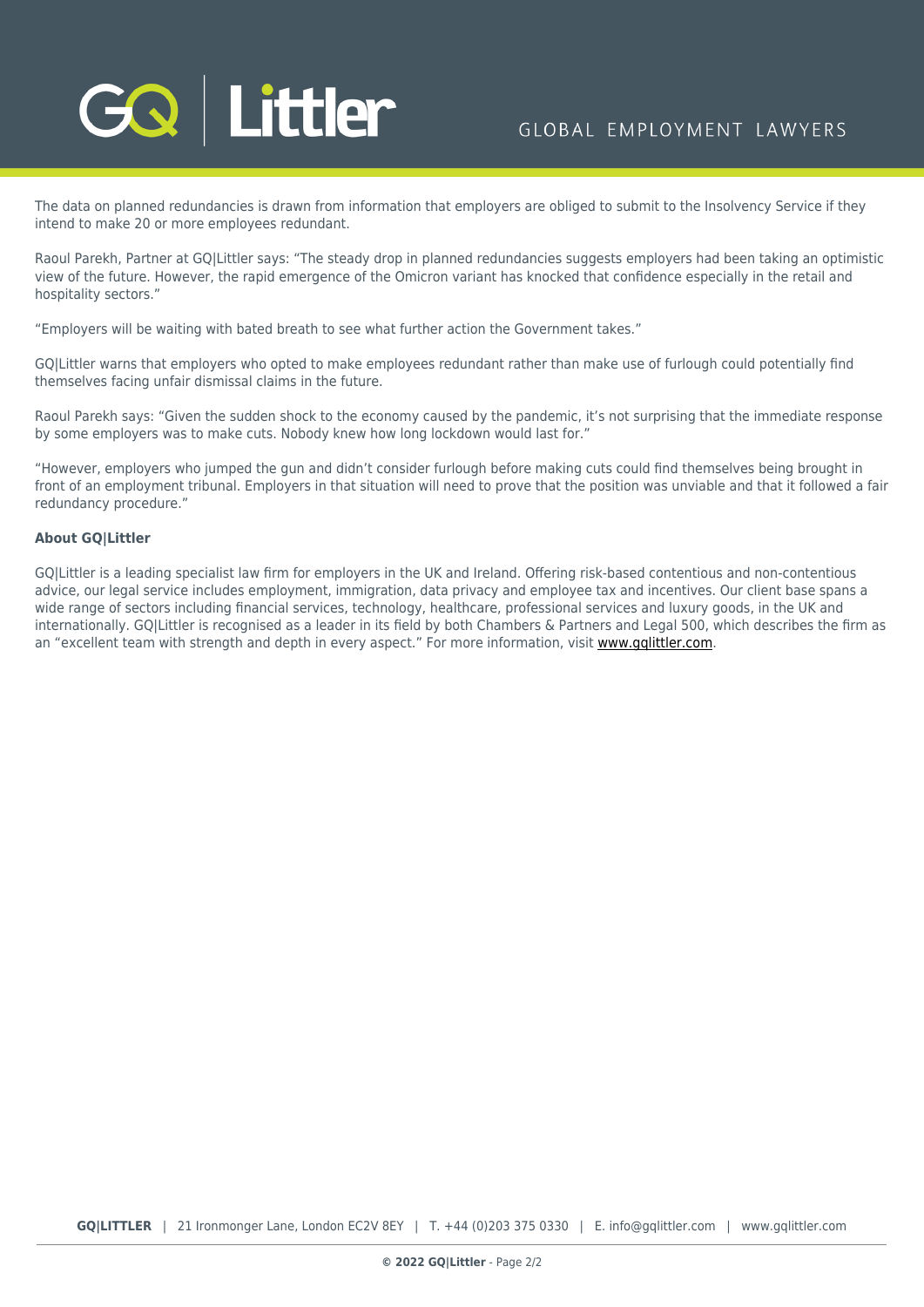The data on planned redundancies is drawn from information that employers are obliged to submit to the Insolvency Service if they intend to make 20 or more employees redundant.

Raoul Parekh, Partner at GQ|Littler says: “The steady drop in planned redundancies suggests employers had been taking an optimistic view of the future. However, the rapid emergence of the Omicron variant has knocked that confidence especially in the retail and hospitality sectors.”

“Employers will be waiting with bated breath to see what further action the Government takes.”

GQ|Littler warns that employers who opted to make employees redundant rather than make use of furlough could potentially find themselves facing unfair dismissal claims in the future.

Raoul Parekh says: “Given the sudden shock to the economy caused by the pandemic, it’s not surprising that the immediate response by some employers was to make cuts. Nobody knew how long lockdown would last for.”

“However, employers who jumped the gun and didn’t consider furlough before making cuts could find themselves being brought in front of an employment tribunal. Employers in that situation will need to prove that the position was unviable and that it followed a fair redundancy procedure.”

**About GQ|Littler**

GQ|Littler is a leading specialist law firm for employers in the UK and Ireland. Offering risk-based contentious and non-contentious advice, our legal service includes employment, immigration, data privacy and employee tax and incentives. Our client base spans a wide range of sectors including financial services, technology, healthcare, professional services and luxury goods, in the UK and internationally. GQ|Littler is recognised as a leader in its field by both Chambers & Partners and Legal 500, which describes the firm as an “excellent team with strength and depth in every aspect.” For more information, visit [www.gqlittler.com](www.gqlittler.com).